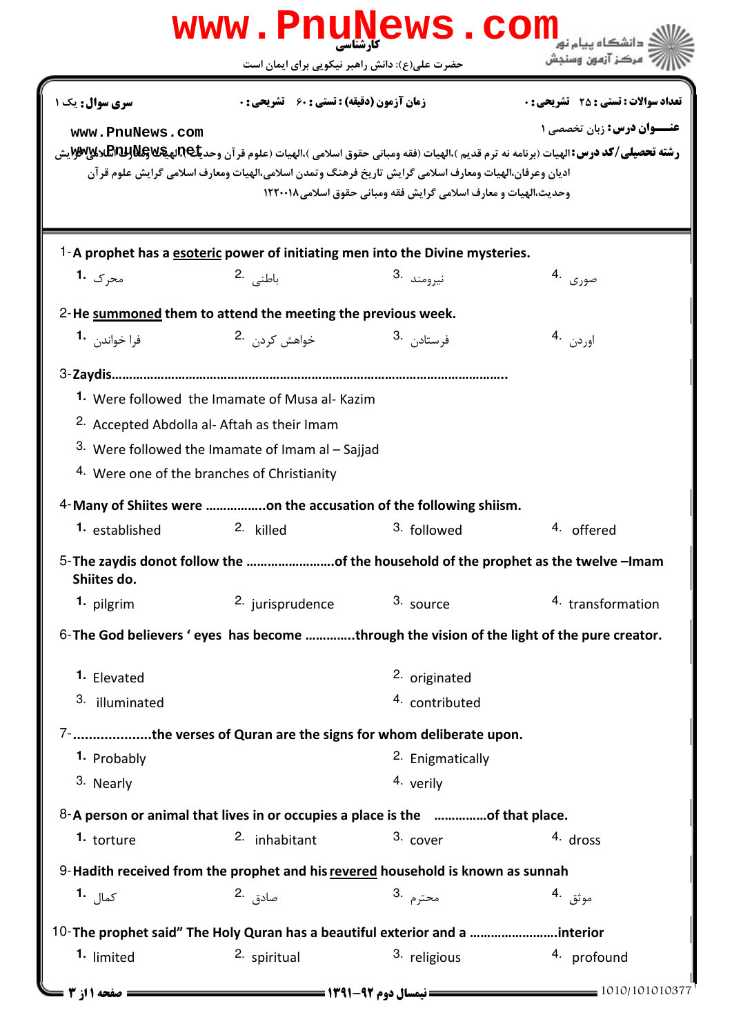کارشناسی

حضرت علی(ع): دانش راهبر نیکویی برای ایمان است

دانشگاه پیام نور
مرکز آزمون وسنجش

**سری سوال:** یک ۱

**زمان آزمون (دقیقه) : تستی :** ۶۰ **تشریحی :** ۰

**تعداد سوالات : تستی :** ۲۵ **تشریحی :** ۰

**عنـــوان درس:** زبان تخصصی ۱

**رشته تحصیلی/کد درس:** الهیات (برنامه نه ترم قدیم )،الهیات (فقه ومبانی حقوق اسلامی )،الهیات (علوم قرآن وحدیث )،الهیات ومعارف اسلامی گرایش ادیان وعرفان،الهیات ومعارف اسلامی گرایش تاریخ فرهنگ وتمدن اسلامی،الهیات ومعارف اسلامی گرایش علوم قرآن وحدیث،الهیات و معارف اسلامی گرایش فقه ومبانی حقوق اسلامی۱۲۲۰۰۱۸

1-A prophet has a <u>esoteric</u> power of initiating men into the Divine mysteries.

1. محرک
2. باطنی
3. نیرومند
4. صوری

2-He <u>summoned</u> them to attend the meeting the previous week.

1. فرا خواندن
2. خواهش کردن
3. فرستادن
4. اوردن

3-Zaydis……………………………………………………………………………………..

1. Were followed the Imamate of Musa al- Kazim
2. Accepted Abdolla al- Aftah as their Imam
3. Were followed the Imamate of Imam al – Sajjad
4. Were one of the branches of Christianity

4-Many of Shiites were ……………..on the accusation of the following shiism.

1. established
2. killed
3. followed
4. offered

5-The zaydis donot follow the ……………………of the household of the prophet as the twelve –Imam Shiites do.

1. pilgrim
2. jurisprudence
3. source
4. transformation

6-The God believers ' eyes has become ………….through the vision of the light of the pure creator.

1. Elevated
2. originated
3. illuminated
4. contributed

7-...................the verses of Quran are the signs for whom deliberate upon.

1. Probably
2. Enigmatically
3. Nearly
4. verily

8-A person or animal that lives in or occupies a place is the …………..of that place.

1. torture
2. inhabitant
3. cover
4. dross

9-Hadith received from the prophet and his <u>revered</u> household is known as sunnah

1. کمال
2. صادق
3. محترم
4. موثق

10-The prophet said" The Holy Quran has a beautiful exterior and a ……………………interior

1. limited
2. spiritual
3. religious
4. profound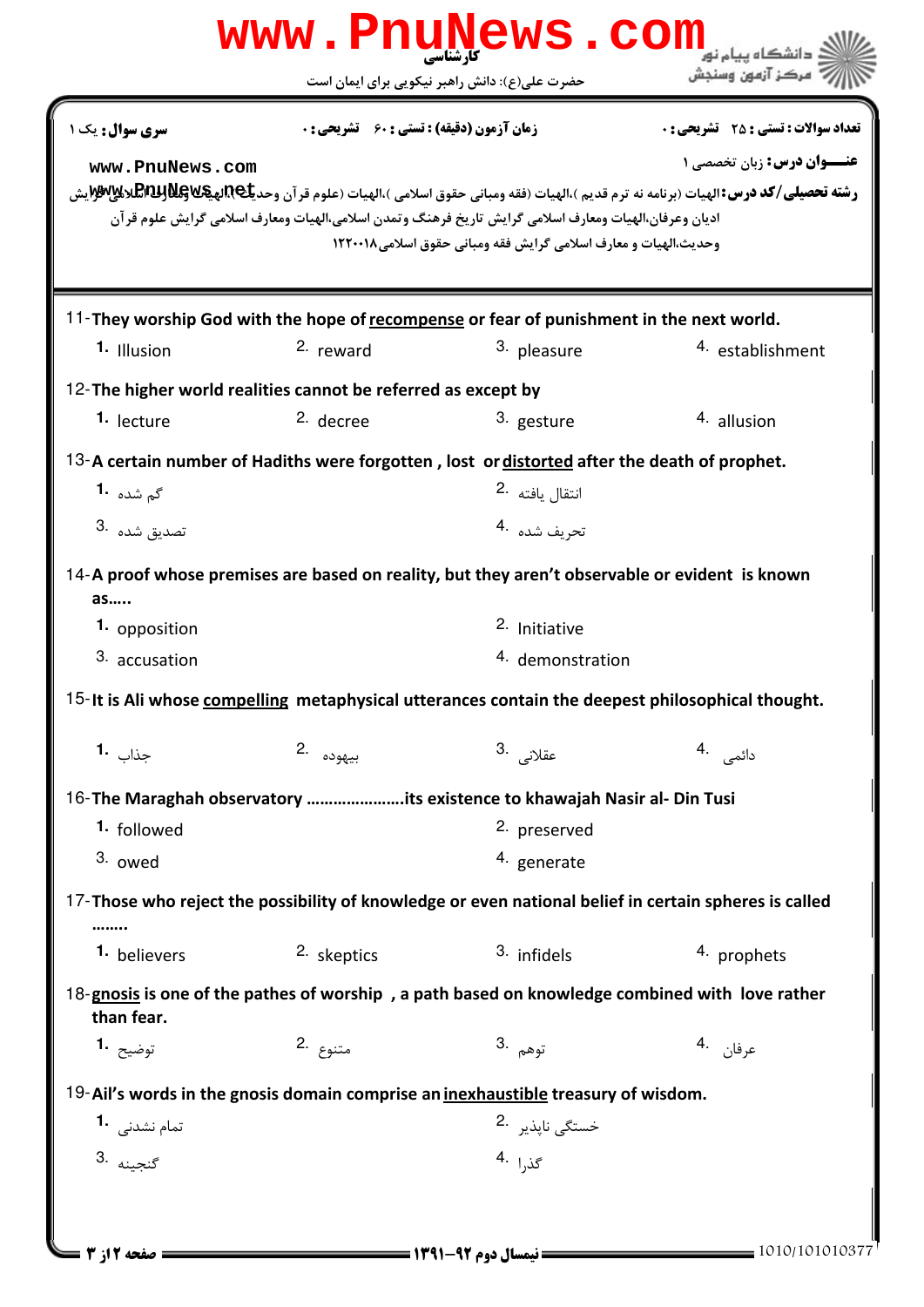www.PnuNews.com

کارشناسی

حضرت علی(ع): دانش راهبر نیکویی برای ایمان است

دانشگاه پیام نور
مرکز آزمون وسنجش

**تعداد سوالات : تستی : ۲۵ تشریحی : ۰** | **زمان آزمون (دقیقه) : تستی : ۶۰ تشریحی : ۰** | **سری سوال : یک ۱**

**عنـــوان درس:** زبان تخصصی ۱

www.PnuNews.com

**رشته تحصیلی/کد درس:** الهیات (برنامه نه ترم قدیم )،الهیات (فقه ومبانی حقوق اسلامی )،الهیات (علوم قرآن وحدیث)،الهیات ومعارف اسلامی گرایش ادیان وعرفان،الهیات ومعارف اسلامی گرایش تاریخ فرهنگ وتمدن اسلامی،الهیات ومعارف اسلامی گرایش علوم قرآن وحدیث،الهیات و معارف اسلامی گرایش فقه ومبانی حقوق اسلامی۱۲۲۰۰۱۸

www.PnuNews.net

11-They worship God with the hope of recompense or fear of punishment in the next world.

1. Illusion
2. reward
3. pleasure
4. establishment

12-The higher world realities cannot be referred as except by

1. lecture
2. decree
3. gesture
4. allusion

13-A certain number of Hadiths were forgotten , lost or distorted after the death of prophet.

1. گم شده
2. انتقال یافته
3. تصدیق شده
4. تحریف شده

14-A proof whose premises are based on reality, but they aren't observable or evident is known as.....

1. opposition
2. Initiative
3. accusation
4. demonstration

15-It is Ali whose compelling metaphysical utterances contain the deepest philosophical thought.

1. جذاب
2. بیهوده
3. عقلانی
4. دائمی

16-The Maraghah observatory ………………….its existence to khawajah Nasir al- Din Tusi

1. followed
2. preserved
3. owed
4. generate

17-Those who reject the possibility of knowledge or even national belief in certain spheres is called ……..

1. believers
2. skeptics
3. infidels
4. prophets

18-gnosis is one of the pathes of worship , a path based on knowledge combined with love rather than fear.

1. توضیح
2. متنوع
3. توهم
4. عرفان

19-Ail's words in the gnosis domain comprise an inexhaustible treasury of wisdom.

1. تمام نشدنی
2. خستگی ناپذیر
3. گنجینه
4. گذرا

نیمسال دوم ۹۲-۱۳۹۱

1010/101010377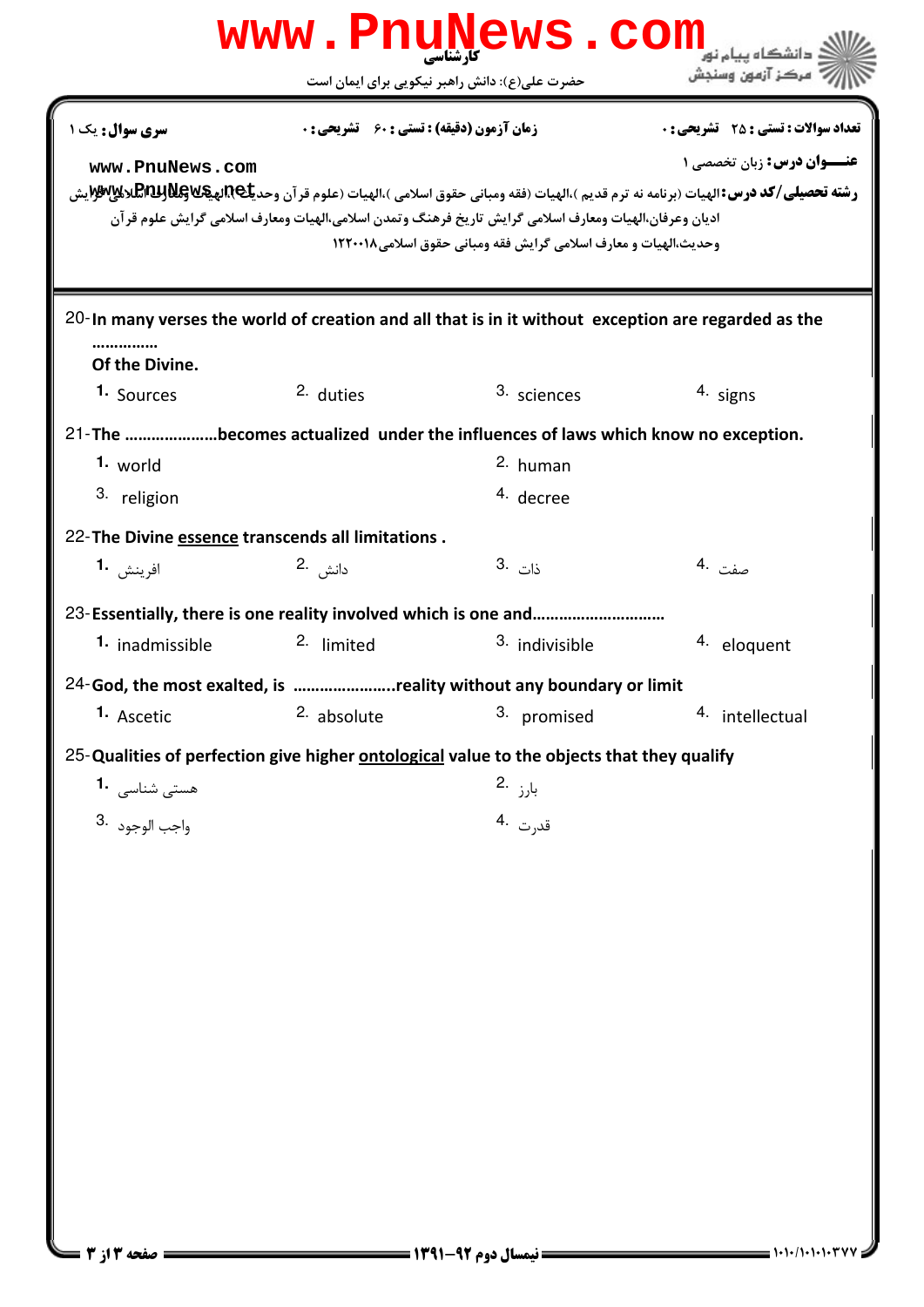کارشناسی

حضرت علی(ع): دانش راهبر نیکویی برای ایمان است

**سری سوال:** یک ۱ | **زمان آزمون (دقیقه) : تستی :** ۶۰ **تشریحی :** ۰ | **تعداد سوالات : تستی :** ۲۵ **تشریحی :** ۰

**عنـــوان درس:** زبان تخصصی ۱

**رشته تحصیلی/کد درس:** الهیات (برنامه نه ترم قدیم )،الهیات (فقه ومبانی حقوق اسلامی )،الهیات (علوم قرآن وحدیث )،الهیات ومعارف اسلامی گرایش ادیان وعرفان،الهیات ومعارف اسلامی گرایش تاریخ فرهنگ وتمدن اسلامی،الهیات ومعارف اسلامی گرایش علوم قرآن وحدیث،الهیات و معارف اسلامی گرایش فقه ومبانی حقوق اسلامی۱۲۲۰۰۱۸

20- **In many verses the world of creation and all that is in it without exception are regarded as the …………… Of the Divine.**

1. Sources
2. duties
3. sciences
4. signs

21- **The …………………becomes actualized under the influences of laws which know no exception.**

1. world
2. human
3. religion
4. decree

22- **The Divine essence transcends all limitations .**

1. افرینش
2. دانش
3. ذات
4. صفت

23- **Essentially, there is one reality involved which is one and…………………………**

1. inadmissible
2. limited
3. indivisible
4. eloquent

24- **God, the most exalted, is …………………..reality without any boundary or limit**

1. Ascetic
2. absolute
3. promised
4. intellectual

25- **Qualities of perfection give higher ontological value to the objects that they qualify**

1. هستی شناسی
2. بارز
3. واجب الوجود
4. قدرت

نیمسال دوم ۹۲-۱۳۹۱

۱۰۱۰/۱۰۱۰۱۰۳۷۷